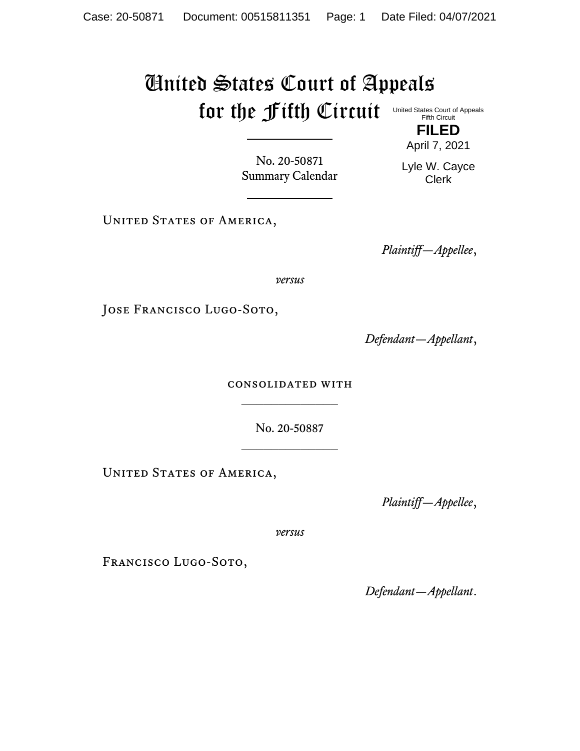# United States Court of Appeals for the Fifth Circuit

United States Court of Appeals
Fifth Circuit

**FILED**

April 7, 2021

Lyle W. Cayce
Clerk

---

No. 20-50871
Summary Calendar

---

United States of America,

*Plaintiff—Appellee*,

*versus*

Jose Francisco Lugo-Soto,

*Defendant—Appellant*,

consolidated with

---

No. 20-50887

---

United States of America,

*Plaintiff—Appellee*,

*versus*

Francisco Lugo-Soto,

*Defendant—Appellant*.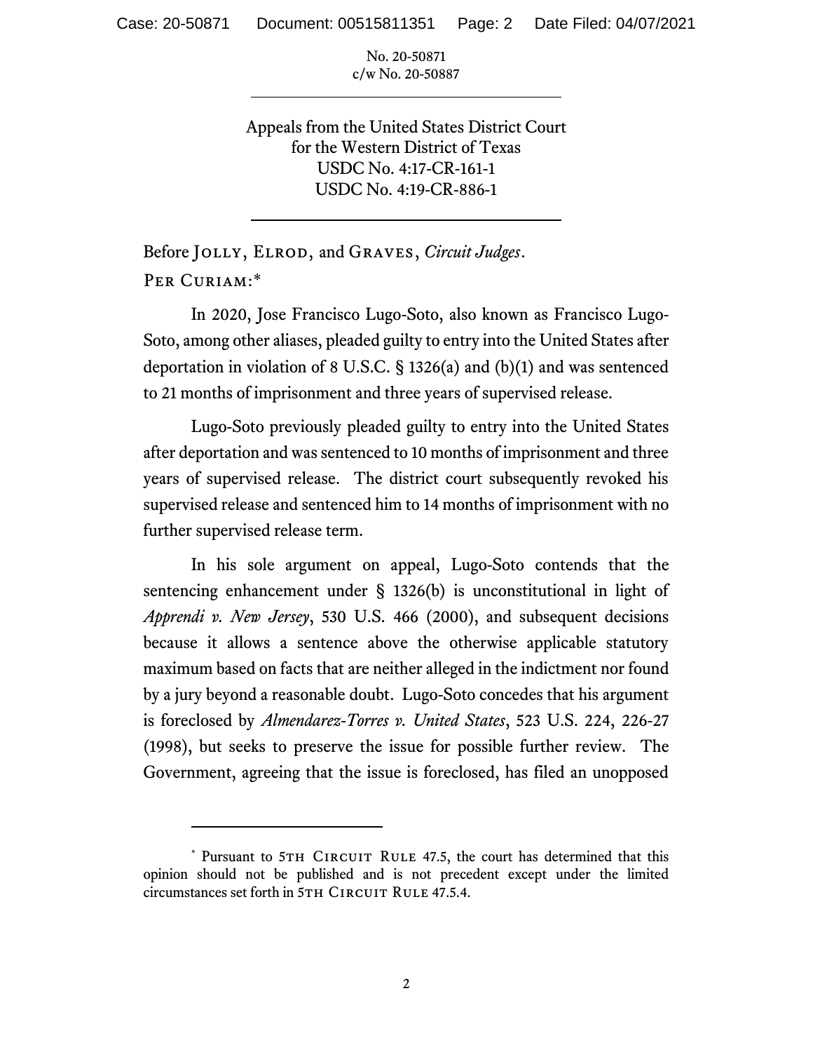No. 20-50871
c/w No. 20-50887

---

Appeals from the United States District Court
for the Western District of Texas
USDC No. 4:17-CR-161-1
USDC No. 4:19-CR-886-1

---

Before Jolly, Elrod, and Graves, *Circuit Judges*.

Per Curiam:*

In 2020, Jose Francisco Lugo-Soto, also known as Francisco Lugo-Soto, among other aliases, pleaded guilty to entry into the United States after deportation in violation of 8 U.S.C. § 1326(a) and (b)(1) and was sentenced to 21 months of imprisonment and three years of supervised release.

Lugo-Soto previously pleaded guilty to entry into the United States after deportation and was sentenced to 10 months of imprisonment and three years of supervised release. The district court subsequently revoked his supervised release and sentenced him to 14 months of imprisonment with no further supervised release term.

In his sole argument on appeal, Lugo-Soto contends that the sentencing enhancement under § 1326(b) is unconstitutional in light of *Apprendi v. New Jersey*, 530 U.S. 466 (2000), and subsequent decisions because it allows a sentence above the otherwise applicable statutory maximum based on facts that are neither alleged in the indictment nor found by a jury beyond a reasonable doubt. Lugo-Soto concedes that his argument is foreclosed by *Almendarez-Torres v. United States*, 523 U.S. 224, 226-27 (1998), but seeks to preserve the issue for possible further review. The Government, agreeing that the issue is foreclosed, has filed an unopposed

---

* Pursuant to 5th Circuit Rule 47.5, the court has determined that this opinion should not be published and is not precedent except under the limited circumstances set forth in 5th Circuit Rule 47.5.4.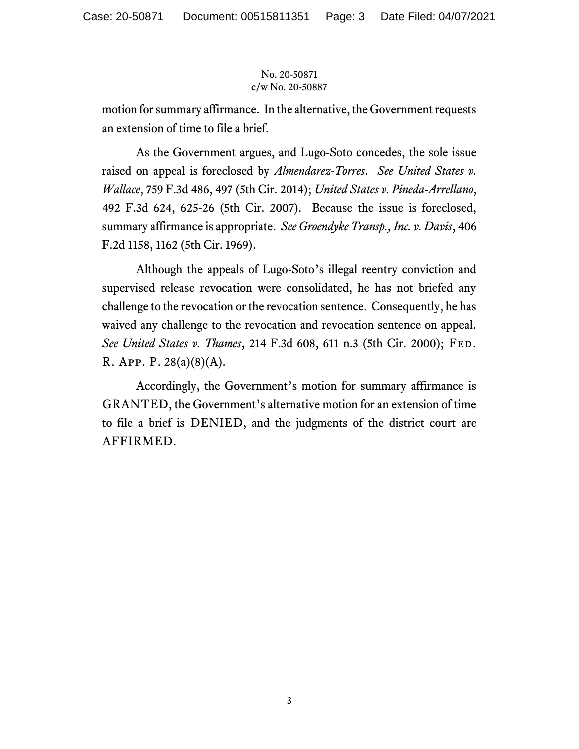motion for summary affirmance. In the alternative, the Government requests an extension of time to file a brief.

As the Government argues, and Lugo-Soto concedes, the sole issue raised on appeal is foreclosed by *Almendarez-Torres*. *See United States v. Wallace*, 759 F.3d 486, 497 (5th Cir. 2014); *United States v. Pineda-Arrellano*, 492 F.3d 624, 625-26 (5th Cir. 2007). Because the issue is foreclosed, summary affirmance is appropriate. *See Groendyke Transp., Inc. v. Davis*, 406 F.2d 1158, 1162 (5th Cir. 1969).

Although the appeals of Lugo-Soto's illegal reentry conviction and supervised release revocation were consolidated, he has not briefed any challenge to the revocation or the revocation sentence. Consequently, he has waived any challenge to the revocation and revocation sentence on appeal. *See United States v. Thames*, 214 F.3d 608, 611 n.3 (5th Cir. 2000); FED. R. APP. P. 28(a)(8)(A).

Accordingly, the Government's motion for summary affirmance is GRANTED, the Government's alternative motion for an extension of time to file a brief is DENIED, and the judgments of the district court are AFFIRMED.